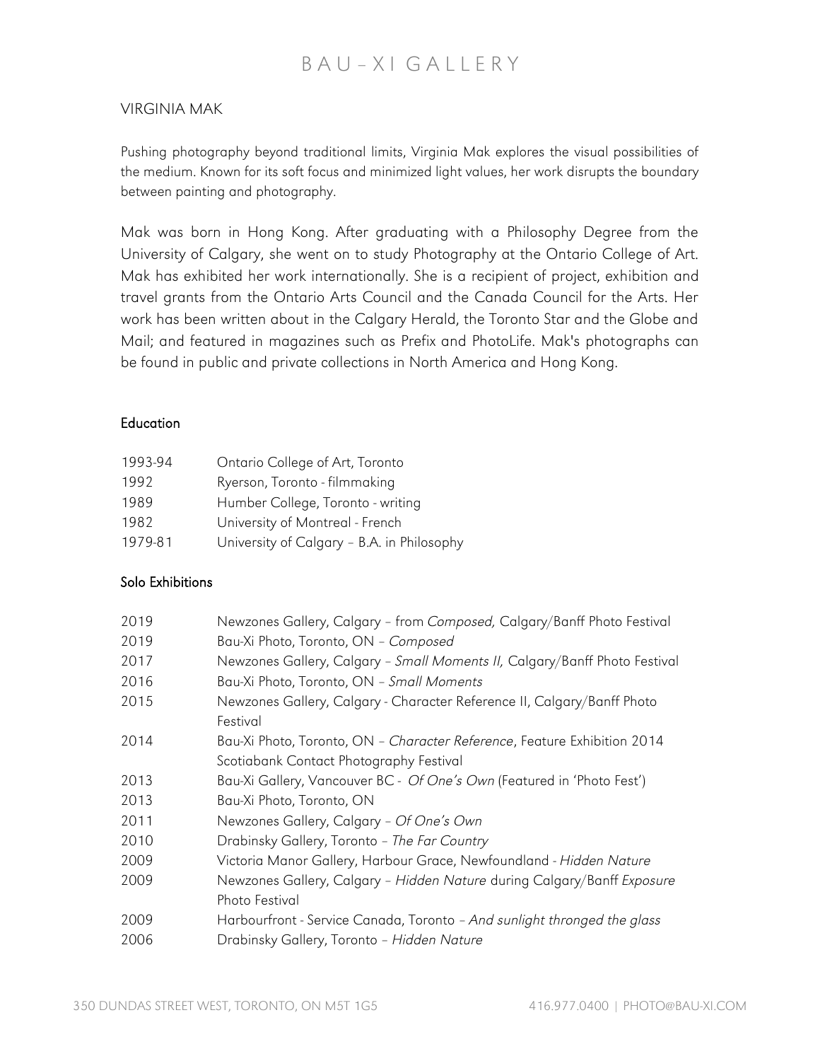# BAU-XI GALLERY

## VIRGINIA MAK

Pushing photography beyond traditional limits, Virginia Mak explores the visual possibilities of the medium. Known for its soft focus and minimized light values, her work disrupts the boundary between painting and photography.

Mak was born in Hong Kong. After graduating with a Philosophy Degree from the University of Calgary, she went on to study Photography at the Ontario College of Art. Mak has exhibited her work internationally. She is a recipient of project, exhibition and travel grants from the Ontario Arts Council and the Canada Council for the Arts. Her work has been written about in the Calgary Herald, the Toronto Star and the Globe and Mail; and featured in magazines such as Prefix and PhotoLife. Mak's photographs can be found in public and private collections in North America and Hong Kong.

### Education

| | |
|---|---|
| 1993-94 | Ontario College of Art, Toronto |
| 1992 | Ryerson, Toronto - filmmaking |
| 1989 | Humber College, Toronto - writing |
| 1982 | University of Montreal - French |
| 1979-81 | University of Calgary – B.A. in Philosophy |

### Solo Exhibitions

| | |
|---|---|
| 2019 | Newzones Gallery, Calgary – from *Composed,* Calgary/Banff Photo Festival |
| 2019 | Bau-Xi Photo, Toronto, ON – *Composed* |
| 2017 | Newzones Gallery, Calgary – *Small Moments II,* Calgary/Banff Photo Festival |
| 2016 | Bau-Xi Photo, Toronto, ON – *Small Moments* |
| 2015 | Newzones Gallery, Calgary - Character Reference II, Calgary/Banff Photo Festival |
| 2014 | Bau-Xi Photo, Toronto, ON – *Character Reference*, Feature Exhibition 2014 Scotiabank Contact Photography Festival |
| 2013 | Bau-Xi Gallery, Vancouver BC - *Of One's Own* (Featured in 'Photo Fest') |
| 2013 | Bau-Xi Photo, Toronto, ON |
| 2011 | Newzones Gallery, Calgary – *Of One's Own* |
| 2010 | Drabinsky Gallery, Toronto – *The Far Country* |
| 2009 | Victoria Manor Gallery, Harbour Grace, Newfoundland - *Hidden Nature* |
| 2009 | Newzones Gallery, Calgary – *Hidden Nature* during Calgary/Banff *Exposure* Photo Festival |
| 2009 | Harbourfront - Service Canada, Toronto – *And sunlight thronged the glass* |
| 2006 | Drabinsky Gallery, Toronto – *Hidden Nature* |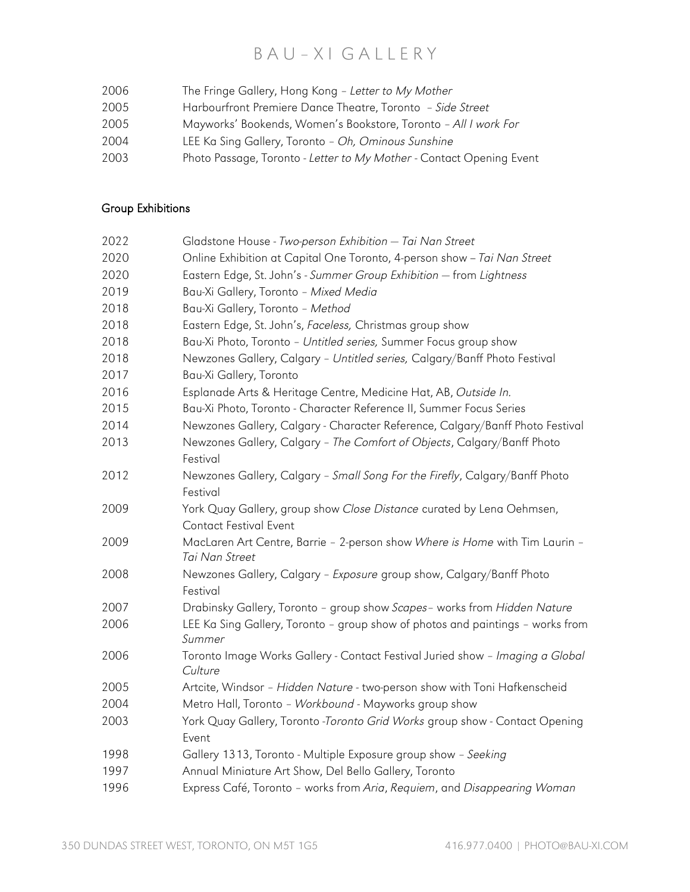| | |
|---|---|
| 2006 | The Fringe Gallery, Hong Kong – *Letter to My Mother* |
| 2005 | Harbourfront Premiere Dance Theatre, Toronto – *Side Street* |
| 2005 | Mayworks' Bookends, Women's Bookstore, Toronto – *All I work For* |
| 2004 | LEE Ka Sing Gallery, Toronto – *Oh, Ominous Sunshine* |
| 2003 | Photo Passage, Toronto - *Letter to My Mother* - Contact Opening Event |

## Group Exhibitions

| | |
|---|---|
| 2022 | Gladstone House - *Two-person Exhibition — Tai Nan Street* |
| 2020 | Online Exhibition at Capital One Toronto, 4-person show – *Tai Nan Street* |
| 2020 | Eastern Edge, St. John's - *Summer Group Exhibition* — from *Lightness* |
| 2019 | Bau-Xi Gallery, Toronto – *Mixed Media* |
| 2018 | Bau-Xi Gallery, Toronto – *Method* |
| 2018 | Eastern Edge, St. John's, *Faceless,* Christmas group show |
| 2018 | Bau-Xi Photo, Toronto – *Untitled series,* Summer Focus group show |
| 2018 | Newzones Gallery, Calgary – *Untitled series,* Calgary/Banff Photo Festival |
| 2017 | Bau-Xi Gallery, Toronto |
| 2016 | Esplanade Arts & Heritage Centre, Medicine Hat, AB, *Outside In.* |
| 2015 | Bau-Xi Photo, Toronto - Character Reference II, Summer Focus Series |
| 2014 | Newzones Gallery, Calgary - Character Reference, Calgary/Banff Photo Festival |
| 2013 | Newzones Gallery, Calgary – *The Comfort of Objects*, Calgary/Banff Photo Festival |
| 2012 | Newzones Gallery, Calgary – *Small Song For the Firefly*, Calgary/Banff Photo Festival |
| 2009 | York Quay Gallery, group show *Close Distance* curated by Lena Oehmsen, Contact Festival Event |
| 2009 | MacLaren Art Centre, Barrie – 2-person show *Where is Home* with Tim Laurin – *Tai Nan Street* |
| 2008 | Newzones Gallery, Calgary – *Exposure* group show, Calgary/Banff Photo Festival |
| 2007 | Drabinsky Gallery, Toronto – group show *Scapes* – works from *Hidden Nature* |
| 2006 | LEE Ka Sing Gallery, Toronto – group show of photos and paintings – works from *Summer* |
| 2006 | Toronto Image Works Gallery - Contact Festival Juried show – *Imaging a Global Culture* |
| 2005 | Artcite, Windsor – *Hidden Nature* - two-person show with Toni Hafkenscheid |
| 2004 | Metro Hall, Toronto – *Workbound* - Mayworks group show |
| 2003 | York Quay Gallery, Toronto -*Toronto Grid Works* group show - Contact Opening Event |
| 1998 | Gallery 1313, Toronto - Multiple Exposure group show – *Seeking* |
| 1997 | Annual Miniature Art Show, Del Bello Gallery, Toronto |
| 1996 | Express Café, Toronto – works from *Aria*, *Requiem*, and *Disappearing Woman* |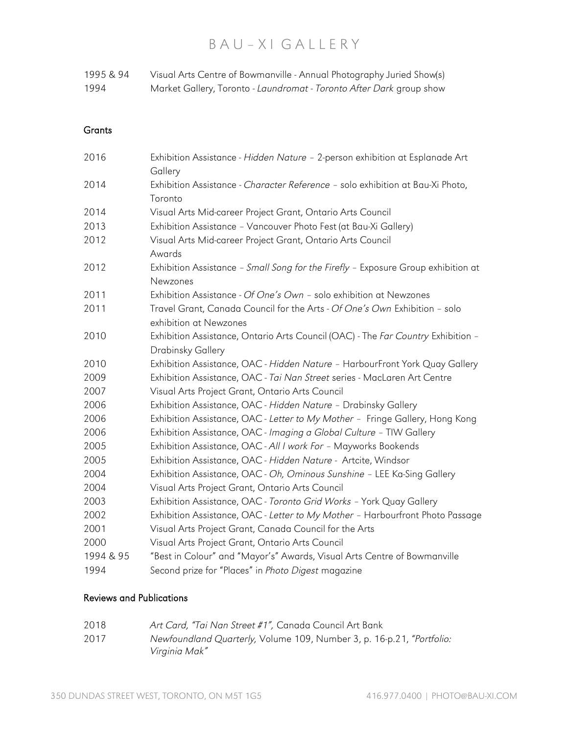| | |
|---|---|
| 1995 & 94 | Visual Arts Centre of Bowmanville - Annual Photography Juried Show(s) |
| 1994 | Market Gallery, Toronto - *Laundromat - Toronto After Dark* group show |

## Grants

| | |
|---|---|
| 2016 | Exhibition Assistance - *Hidden Nature* – 2-person exhibition at Esplanade Art Gallery |
| 2014 | Exhibition Assistance - *Character Reference* – solo exhibition at Bau-Xi Photo, Toronto |
| 2014 | Visual Arts Mid-career Project Grant, Ontario Arts Council |
| 2013 | Exhibition Assistance – Vancouver Photo Fest (at Bau-Xi Gallery) |
| 2012 | Visual Arts Mid-career Project Grant, Ontario Arts Council<br>Awards |
| 2012 | Exhibition Assistance – *Small Song for the Firefly* – Exposure Group exhibition at Newzones |
| 2011 | Exhibition Assistance - *Of One's Own* – solo exhibition at Newzones |
| 2011 | Travel Grant, Canada Council for the Arts - *Of One's Own* Exhibition – solo exhibition at Newzones |
| 2010 | Exhibition Assistance, Ontario Arts Council (OAC) - The *Far Country* Exhibition – Drabinsky Gallery |
| 2010 | Exhibition Assistance, OAC - *Hidden Nature* – HarbourFront York Quay Gallery |
| 2009 | Exhibition Assistance, OAC - *Tai Nan Street* series - MacLaren Art Centre |
| 2007 | Visual Arts Project Grant, Ontario Arts Council |
| 2006 | Exhibition Assistance, OAC - *Hidden Nature* – Drabinsky Gallery |
| 2006 | Exhibition Assistance, OAC - *Letter to My Mother* – Fringe Gallery, Hong Kong |
| 2006 | Exhibition Assistance, OAC - *Imaging a Global Culture* – TIW Gallery |
| 2005 | Exhibition Assistance, OAC - *All I work For* – Mayworks Bookends |
| 2005 | Exhibition Assistance, OAC - *Hidden Nature* - Artcite, Windsor |
| 2004 | Exhibition Assistance, OAC - *Oh, Ominous Sunshine* – LEE Ka-Sing Gallery |
| 2004 | Visual Arts Project Grant, Ontario Arts Council |
| 2003 | Exhibition Assistance, OAC - *Toronto Grid Works* – York Quay Gallery |
| 2002 | Exhibition Assistance, OAC - *Letter to My Mother* – Harbourfront Photo Passage |
| 2001 | Visual Arts Project Grant, Canada Council for the Arts |
| 2000 | Visual Arts Project Grant, Ontario Arts Council |
| 1994 & 95 | "Best in Colour" and "Mayor's" Awards, Visual Arts Centre of Bowmanville |
| 1994 | Second prize for "Places" in *Photo Digest* magazine |

## Reviews and Publications

| | |
|---|---|
| 2018 | *Art Card, "Tai Nan Street #1",* Canada Council Art Bank |
| 2017 | *Newfoundland Quarterly,* Volume 109, Number 3, p. 16-p.21, *"Portfolio: Virginia Mak"* |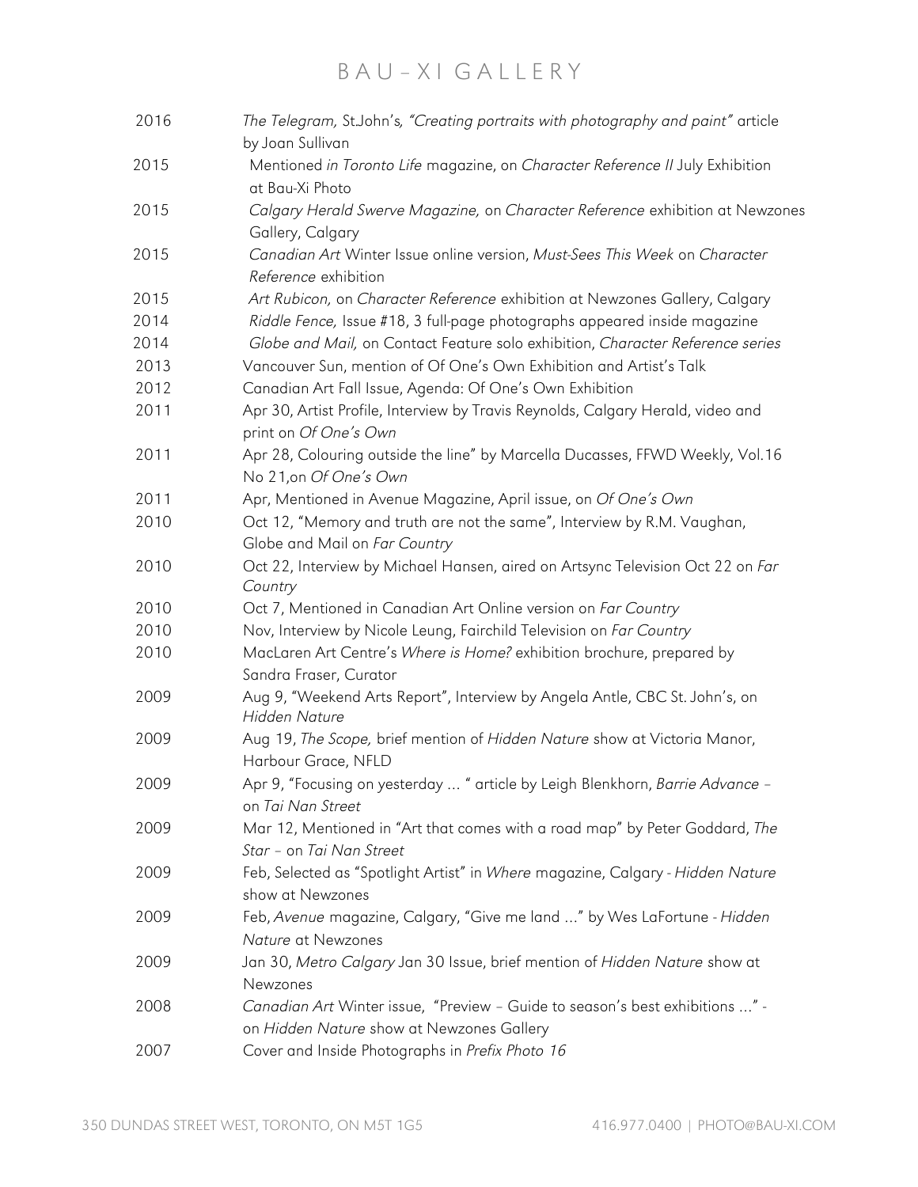| | |
|---|---|
| 2016 | *The Telegram,* St.John's*, "Creating portraits with photography and paint"* article by Joan Sullivan |
| 2015 | Mentioned *in Toronto Life* magazine, on *Character Reference II* July Exhibition at Bau-Xi Photo |
| 2015 | *Calgary Herald Swerve Magazine,* on *Character Reference* exhibition at Newzones Gallery, Calgary |
| 2015 | *Canadian Art* Winter Issue online version, *Must-Sees This Week* on *Character Reference* exhibition |
| 2015 | *Art Rubicon,* on *Character Reference* exhibition at Newzones Gallery, Calgary |
| 2014 | *Riddle Fence,* Issue #18, 3 full-page photographs appeared inside magazine |
| 2014 | *Globe and Mail,* on Contact Feature solo exhibition, *Character Reference series* |
| 2013 | Vancouver Sun, mention of Of One's Own Exhibition and Artist's Talk |
| 2012 | Canadian Art Fall Issue, Agenda: Of One's Own Exhibition |
| 2011 | Apr 30, Artist Profile, Interview by Travis Reynolds, Calgary Herald, video and print on *Of One's Own* |
| 2011 | Apr 28, Colouring outside the line" by Marcella Ducasses, FFWD Weekly, Vol.16 No 21,on *Of One's Own* |
| 2011 | Apr, Mentioned in Avenue Magazine, April issue, on *Of One's Own* |
| 2010 | Oct 12, "Memory and truth are not the same", Interview by R.M. Vaughan, Globe and Mail on *Far Country* |
| 2010 | Oct 22, Interview by Michael Hansen, aired on Artsync Television Oct 22 on *Far Country* |
| 2010 | Oct 7, Mentioned in Canadian Art Online version on *Far Country* |
| 2010 | Nov, Interview by Nicole Leung, Fairchild Television on *Far Country* |
| 2010 | MacLaren Art Centre's *Where is Home?* exhibition brochure, prepared by Sandra Fraser, Curator |
| 2009 | Aug 9, "Weekend Arts Report", Interview by Angela Antle, CBC St. John's, on *Hidden Nature* |
| 2009 | Aug 19, *The Scope,* brief mention of *Hidden Nature* show at Victoria Manor, Harbour Grace, NFLD |
| 2009 | Apr 9, "Focusing on yesterday … " article by Leigh Blenkhorn, *Barrie Advance* – on *Tai Nan Street* |
| 2009 | Mar 12, Mentioned in "Art that comes with a road map" by Peter Goddard, *The Star* – on *Tai Nan Street* |
| 2009 | Feb, Selected as "Spotlight Artist" in *Where* magazine, Calgary - *Hidden Nature* show at Newzones |
| 2009 | Feb, *Avenue* magazine, Calgary, "Give me land …" by Wes LaFortune - *Hidden Nature* at Newzones |
| 2009 | Jan 30, *Metro Calgary* Jan 30 Issue, brief mention of *Hidden Nature* show at Newzones |
| 2008 | *Canadian Art* Winter issue, "Preview – Guide to season's best exhibitions …" - on *Hidden Nature* show at Newzones Gallery |
| 2007 | Cover and Inside Photographs in *Prefix Photo 16* |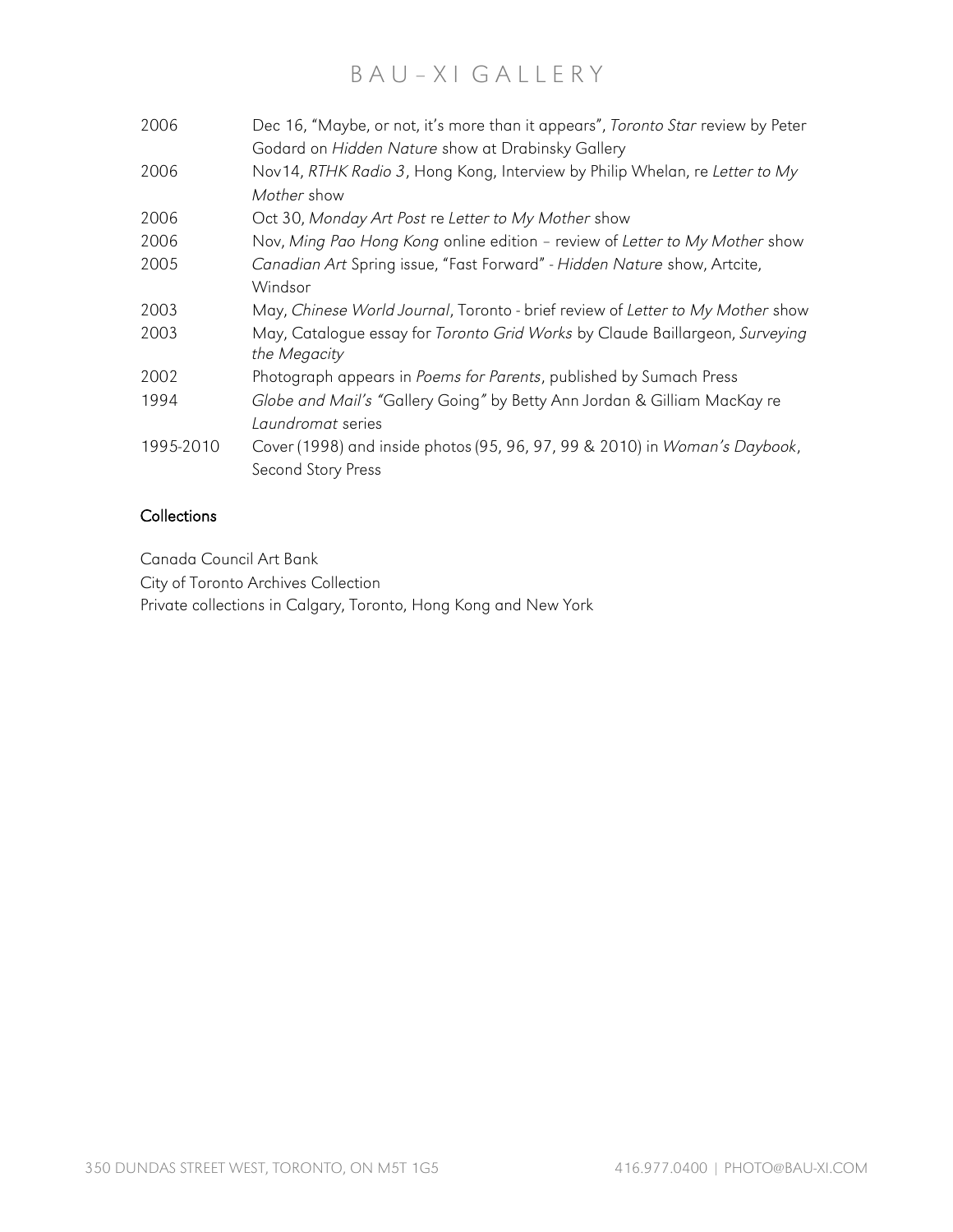| | |
|---|---|
| 2006 | Dec 16, "Maybe, or not, it's more than it appears", *Toronto Star* review by Peter Godard on *Hidden Nature* show at Drabinsky Gallery |
| 2006 | Nov14, *RTHK Radio 3*, Hong Kong, Interview by Philip Whelan, re *Letter to My Mother* show |
| 2006 | Oct 30, *Monday Art Post* re *Letter to My Mother* show |
| 2006 | Nov, *Ming Pao Hong Kong* online edition – review of *Letter to My Mother* show |
| 2005 | *Canadian Art* Spring issue, "Fast Forward" - *Hidden Nature* show, Artcite, Windsor |
| 2003 | May, *Chinese World Journal*, Toronto - brief review of *Letter to My Mother* show |
| 2003 | May, Catalogue essay for *Toronto Grid Works* by Claude Baillargeon, *Surveying the Megacity* |
| 2002 | Photograph appears in *Poems for Parents*, published by Sumach Press |
| 1994 | *Globe and Mail's "*Gallery Going*"* by Betty Ann Jordan & Gilliam MacKay re *Laundromat* series |
| 1995-2010 | Cover (1998) and inside photos (95, 96, 97, 99 & 2010) in *Woman's Daybook*, Second Story Press |

## Collections

Canada Council Art Bank
City of Toronto Archives Collection
Private collections in Calgary, Toronto, Hong Kong and New York